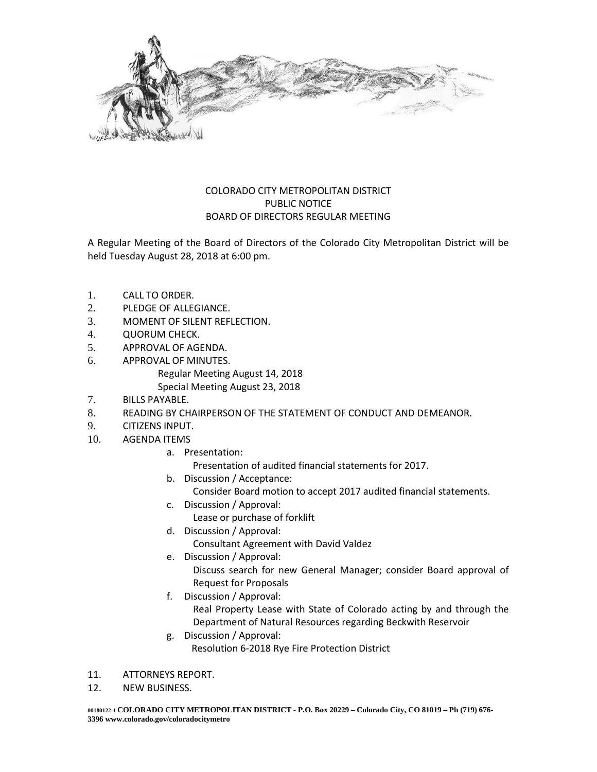# COLORADO CITY METROPOLITAN DISTRICT
## PUBLIC NOTICE
## BOARD OF DIRECTORS REGULAR MEETING

A Regular Meeting of the Board of Directors of the Colorado City Metropolitan District will be held Tuesday August 28, 2018 at 6:00 pm.

1. CALL TO ORDER.
2. PLEDGE OF ALLEGIANCE.
3. MOMENT OF SILENT REFLECTION.
4. QUORUM CHECK.
5. APPROVAL OF AGENDA.
6. APPROVAL OF MINUTES.
   Regular Meeting August 14, 2018
   Special Meeting August 23, 2018
7. BILLS PAYABLE.
8. READING BY CHAIRPERSON OF THE STATEMENT OF CONDUCT AND DEMEANOR.
9. CITIZENS INPUT.
10. AGENDA ITEMS
    a. Presentation:
       Presentation of audited financial statements for 2017.
    b. Discussion / Acceptance:
       Consider Board motion to accept 2017 audited financial statements.
    c. Discussion / Approval:
       Lease or purchase of forklift
    d. Discussion / Approval:
       Consultant Agreement with David Valdez
    e. Discussion / Approval:
       Discuss search for new General Manager; consider Board approval of Request for Proposals
    f. Discussion / Approval:
       Real Property Lease with State of Colorado acting by and through the Department of Natural Resources regarding Beckwith Reservoir
    g. Discussion / Approval:
       Resolution 6-2018 Rye Fire Protection District
11. ATTORNEYS REPORT.
12. NEW BUSINESS.

00180122-1 **COLORADO CITY METROPOLITAN DISTRICT - P.O. Box 20229 – Colorado City, CO 81019 – Ph (719) 676-3396 www.colorado.gov/coloradocitymetro**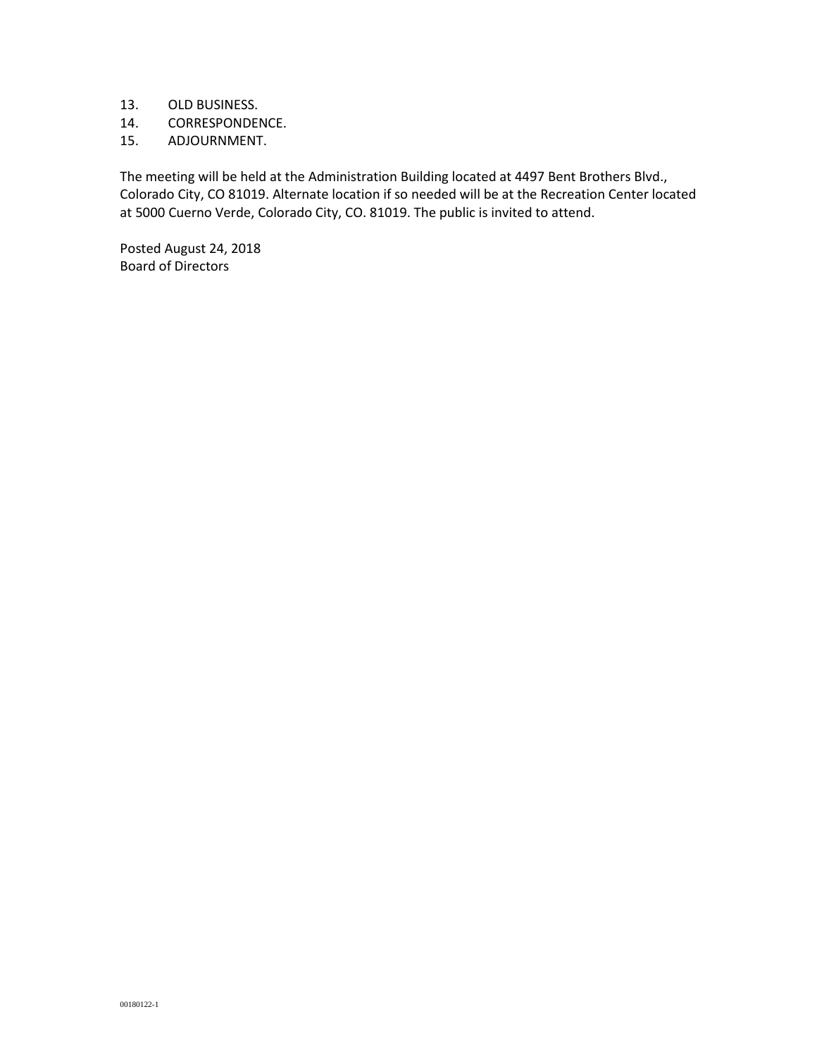13. OLD BUSINESS.
14. CORRESPONDENCE.
15. ADJOURNMENT.

The meeting will be held at the Administration Building located at 4497 Bent Brothers Blvd., Colorado City, CO 81019. Alternate location if so needed will be at the Recreation Center located at 5000 Cuerno Verde, Colorado City, CO. 81019. The public is invited to attend.

Posted August 24, 2018
Board of Directors

00180122-1